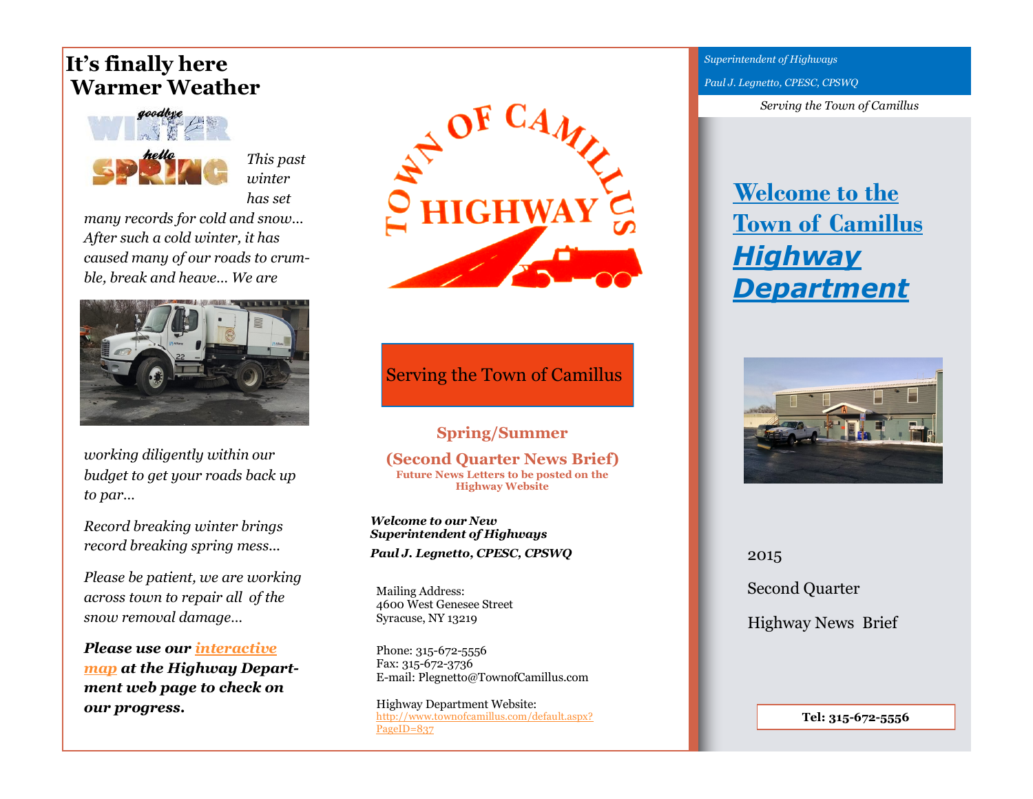# It's finally here Warmer Weather

goodbye WINTER hello SPRING

*This past winter has set many records for cold and snow… After such a cold winter, it has caused many of our roads to crumble, break and heave… We are working diligently within our budget to get your roads back up to par…*

*Record breaking winter brings record breaking spring mess…*

*Please be patient, we are working across town to repair all of the snow removal damage…*

***Please use our interactive map at the Highway Department web page to check on our progress.***

TOWN OF CAMILLUS HIGHWAY

Serving the Town of Camillus

**Spring/Summer**

**(Second Quarter News Brief)**

**Future News Letters to be posted on the Highway Website**

***Welcome to our New Superintendent of Highways***

***Paul J. Legnetto, CPESC, CPSWQ***

Mailing Address:
4600 West Genesee Street
Syracuse, NY 13219

Phone: 315-672-5556
Fax: 315-672-3736
E-mail: Plegnetto@TownofCamillus.com

Highway Department Website:
http://www.townofcamillus.com/default.aspx?PageID=837

*Superintendent of Highways*

*Paul J. Legnetto, CPESC, CPSWQ*

*Serving the Town of Camillus*

# Welcome to the Town of Camillus *Highway Department*

2015

Second Quarter

Highway News Brief

**Tel: 315-672-5556**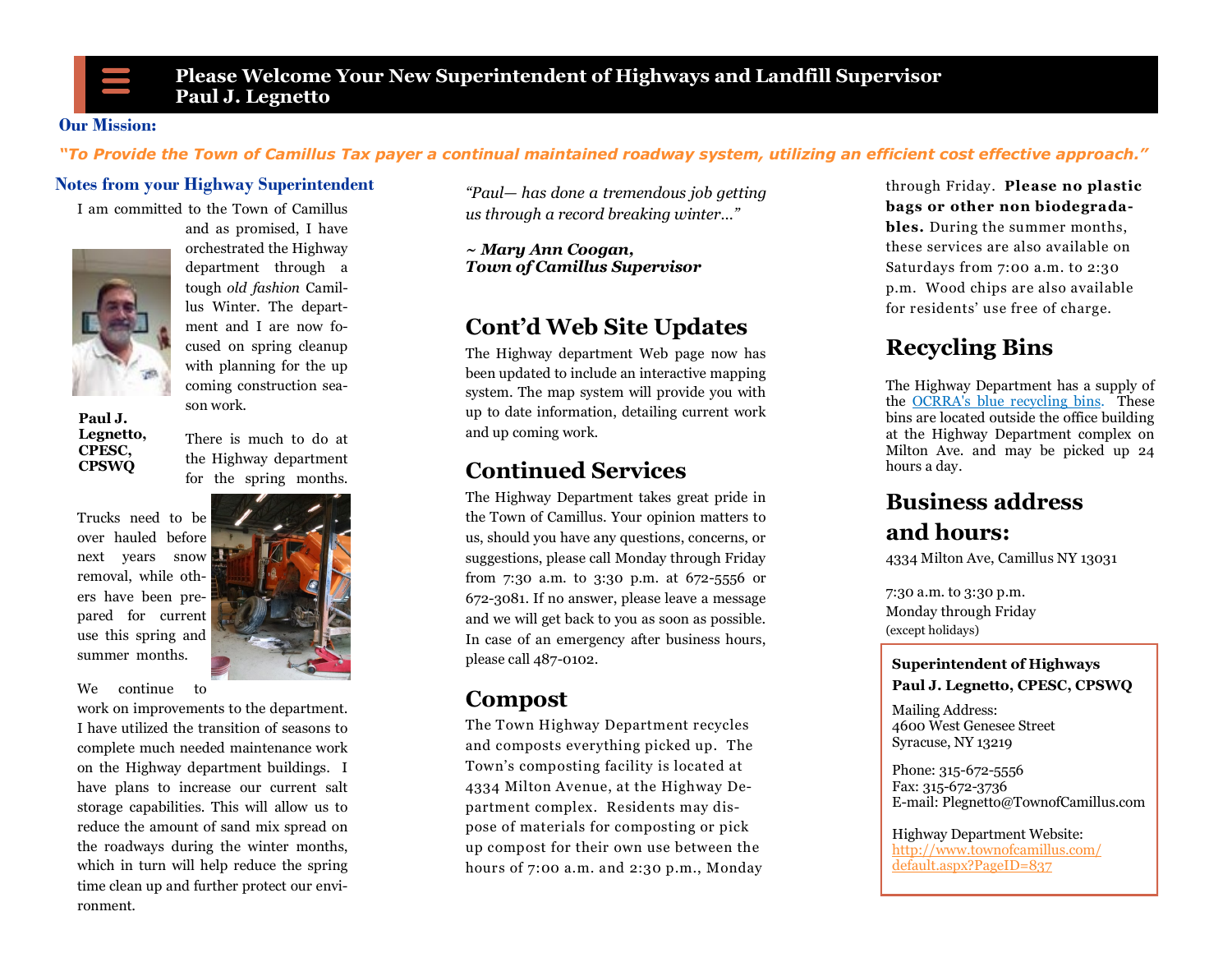# Please Welcome Your New Superintendent of Highways and Landfill Supervisor Paul J. Legnetto

**Our Mission:**

*"To Provide the Town of Camillus Tax payer a continual maintained roadway system, utilizing an efficient cost effective approach."*

## Notes from your Highway Superintendent

I am committed to the Town of Camillus and as promised, I have orchestrated the Highway department through a tough *old fashion* Camillus Winter. The department and I are now focused on spring cleanup with planning for the up coming construction season work.

**Paul J. Legnetto, CPESC, CPSWQ**

There is much to do at the Highway department for the spring months.

Trucks need to be over hauled before next years snow removal, while others have been prepared for current use this spring and summer months.

We continue to work on improvements to the department. I have utilized the transition of seasons to complete much needed maintenance work on the Highway department buildings. I have plans to increase our current salt storage capabilities. This will allow us to reduce the amount of sand mix spread on the roadways during the winter months, which in turn will help reduce the spring time clean up and further protect our environment.

*"Paul— has done a tremendous job getting us through a record breaking winter..."*

***~ Mary Ann Coogan, Town of Camillus Supervisor***

## Cont'd Web Site Updates

The Highway department Web page now has been updated to include an interactive mapping system. The map system will provide you with up to date information, detailing current work and up coming work.

## Continued Services

The Highway Department takes great pride in the Town of Camillus. Your opinion matters to us, should you have any questions, concerns, or suggestions, please call Monday through Friday from 7:30 a.m. to 3:30 p.m. at 672-5556 or 672-3081. If no answer, please leave a message and we will get back to you as soon as possible. In case of an emergency after business hours, please call 487-0102.

## Compost

The Town Highway Department recycles and composts everything picked up. The Town's composting facility is located at 4334 Milton Avenue, at the Highway Department complex. Residents may dispose of materials for composting or pick up compost for their own use between the hours of 7:00 a.m. and 2:30 p.m., Monday through Friday. **Please no plastic bags or other non biodegradables.** During the summer months, these services are also available on Saturdays from 7:00 a.m. to 2:30 p.m. Wood chips are also available for residents' use free of charge.

## Recycling Bins

The Highway Department has a supply of the OCRRA's blue recycling bins. These bins are located outside the office building at the Highway Department complex on Milton Ave. and may be picked up 24 hours a day.

## Business address and hours:

4334 Milton Ave, Camillus NY 13031

7:30 a.m. to 3:30 p.m.
Monday through Friday
(except holidays)

**Superintendent of Highways**
**Paul J. Legnetto, CPESC, CPSWQ**

Mailing Address:
4600 West Genesee Street
Syracuse, NY 13219

Phone: 315-672-5556
Fax: 315-672-3736
E-mail: Plegnetto@TownofCamillus.com

Highway Department Website:
http://www.townofcamillus.com/default.aspx?PageID=837